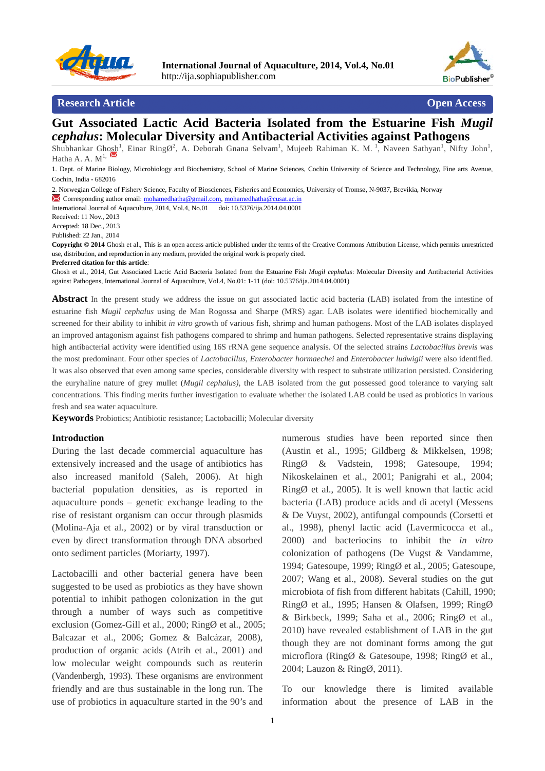Research Article Open Access

# Gut Associated Lactic Acid Bacteria Isolated from the Estuarine Fish *Mugil cephalus*: Molecular Diversity and Antibacterial Activities against Pathogens

Shubhankar Ghosh[1], Einar RingØ[2], A. Deborah Gnana Selvam[1], Mujeeb Rahiman K. M. [1], Naveen Sathyan[1], Nifty John[1], Hatha A. A. M[1,]

1. Dept. of Marine Biology, Microbiology and Biochemistry, School of Marine Sciences, Cochin University of Science and Technology, Fine arts Avenue, Cochin, India - 682016

2. Norwegian College of Fishery Science, Faculty of Biosciences, Fisheries and Economics, University of Tromsø, N-9037, Brevikia, Norway

Corresponding author email: mohamedhatha@gmail.com, mohamedhatha@cusat.ac.in

International Journal of Aquaculture, 2014, Vol.4, No.01 doi: 10.5376/ija.2014.04.0001

Received: 11 Nov., 2013

Accepted: 18 Dec., 2013

Published: 22 Jan., 2014

**Copyright © 2014** Ghosh et al., This is an open access article published under the terms of the Creative Commons Attribution License, which permits unrestricted use, distribution, and reproduction in any medium, provided the original work is properly cited.

**Preferred citation for this article**:

Ghosh et al., 2014, Gut Associated Lactic Acid Bacteria Isolated from the Estuarine Fish *Mugil cephalus*: Molecular Diversity and Antibacterial Activities against Pathogens, International Journal of Aquaculture, Vol.4, No.01: 1-11 (doi: 10.5376/ija.2014.04.0001)

**Abstract** In the present study we address the issue on gut associated lactic acid bacteria (LAB) isolated from the intestine of estuarine fish *Mugil cephalus* using de Man Rogossa and Sharpe (MRS) agar. LAB isolates were identified biochemically and screened for their ability to inhibit *in vitro* growth of various fish, shrimp and human pathogens. Most of the LAB isolates displayed an improved antagonism against fish pathogens compared to shrimp and human pathogens. Selected representative strains displaying high antibacterial activity were identified using 16S rRNA gene sequence analysis. Of the selected strains *Lactobacillus brevis* was the most predominant. Four other species of *Lactobacillus*, *Enterobacter hormaechei* and *Enterobacter ludwigii* were also identified. It was also observed that even among same species, considerable diversity with respect to substrate utilization persisted. Considering the euryhaline nature of grey mullet (*Mugil cephalus)*, the LAB isolated from the gut possessed good tolerance to varying salt concentrations. This finding merits further investigation to evaluate whether the isolated LAB could be used as probiotics in various fresh and sea water aquaculture.

**Keywords** Probiotics; Antibiotic resistance; Lactobacilli; Molecular diversity

## Introduction

During the last decade commercial aquaculture has extensively increased and the usage of antibiotics has also increased manifold (Saleh, 2006). At high bacterial population densities, as is reported in aquaculture ponds – genetic exchange leading to the rise of resistant organism can occur through plasmids (Molina-Aja et al., 2002) or by viral transduction or even by direct transformation through DNA absorbed onto sediment particles (Moriarty, 1997).

Lactobacilli and other bacterial genera have been suggested to be used as probiotics as they have shown potential to inhibit pathogen colonization in the gut through a number of ways such as competitive exclusion (Gomez-Gill et al., 2000; RingØ et al., 2005; Balcazar et al., 2006; Gomez & Balcázar, 2008), production of organic acids (Atrih et al., 2001) and low molecular weight compounds such as reuterin (Vandenbergh, 1993). These organisms are environment friendly and are thus sustainable in the long run. The use of probiotics in aquaculture started in the 90's and numerous studies have been reported since then (Austin et al., 1995; Gildberg & Mikkelsen, 1998; RingØ & Vadstein, 1998; Gatesoupe, 1994; Nikoskelainen et al., 2001; Panigrahi et al., 2004; RingØ et al., 2005). It is well known that lactic acid bacteria (LAB) produce acids and di acetyl (Messens & De Vuyst, 2002), antifungal compounds (Corsetti et al., 1998), phenyl lactic acid (Lavermicocca et al., 2000) and bacteriocins to inhibit the *in vitro* colonization of pathogens (De Vugst & Vandamme, 1994; Gatesoupe, 1999; RingØ et al., 2005; Gatesoupe, 2007; Wang et al., 2008). Several studies on the gut microbiota of fish from different habitats (Cahill, 1990; RingØ et al., 1995; Hansen & Olafsen, 1999; RingØ & Birkbeck, 1999; Saha et al., 2006; RingØ et al., 2010) have revealed establishment of LAB in the gut though they are not dominant forms among the gut microflora (RingØ & Gatesoupe, 1998; RingØ et al., 2004; Lauzon & RingØ, 2011).

To our knowledge there is limited available information about the presence of LAB in the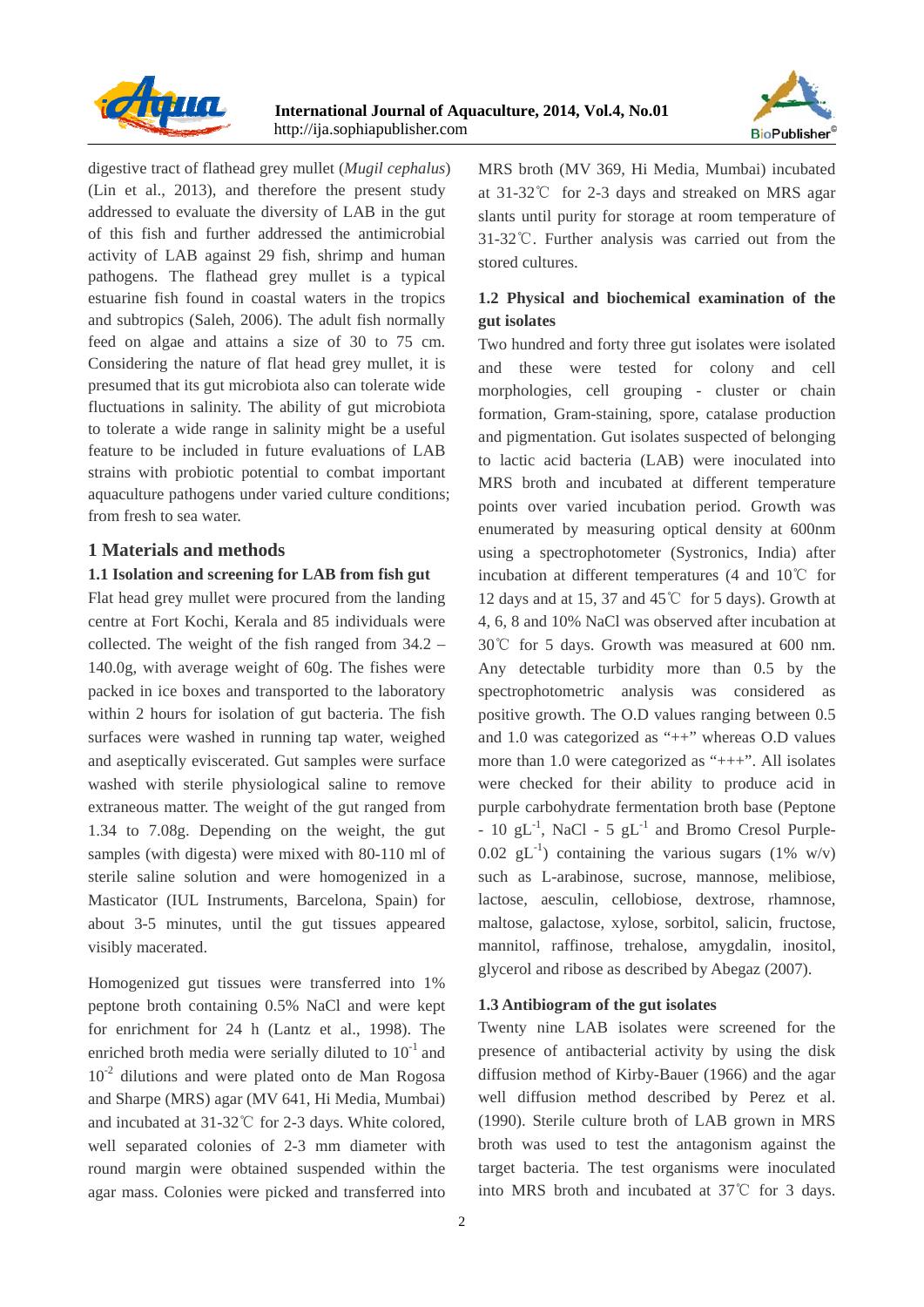digestive tract of flathead grey mullet (*Mugil cephalus*) (Lin et al., 2013), and therefore the present study addressed to evaluate the diversity of LAB in the gut of this fish and further addressed the antimicrobial activity of LAB against 29 fish, shrimp and human pathogens. The flathead grey mullet is a typical estuarine fish found in coastal waters in the tropics and subtropics (Saleh, 2006). The adult fish normally feed on algae and attains a size of 30 to 75 cm. Considering the nature of flat head grey mullet, it is presumed that its gut microbiota also can tolerate wide fluctuations in salinity. The ability of gut microbiota to tolerate a wide range in salinity might be a useful feature to be included in future evaluations of LAB strains with probiotic potential to combat important aquaculture pathogens under varied culture conditions; from fresh to sea water.

## 1 Materials and methods

### 1.1 Isolation and screening for LAB from fish gut

Flat head grey mullet were procured from the landing centre at Fort Kochi, Kerala and 85 individuals were collected. The weight of the fish ranged from 34.2 – 140.0g, with average weight of 60g. The fishes were packed in ice boxes and transported to the laboratory within 2 hours for isolation of gut bacteria. The fish surfaces were washed in running tap water, weighed and aseptically eviscerated. Gut samples were surface washed with sterile physiological saline to remove extraneous matter. The weight of the gut ranged from 1.34 to 7.08g. Depending on the weight, the gut samples (with digesta) were mixed with 80-110 ml of sterile saline solution and were homogenized in a Masticator (IUL Instruments, Barcelona, Spain) for about 3-5 minutes, until the gut tissues appeared visibly macerated.

Homogenized gut tissues were transferred into 1% peptone broth containing 0.5% NaCl and were kept for enrichment for 24 h (Lantz et al., 1998). The enriched broth media were serially diluted to $10^{-1}$ and $10^{-2}$ dilutions and were plated onto de Man Rogosa and Sharpe (MRS) agar (MV 641, Hi Media, Mumbai) and incubated at 31-32℃ for 2-3 days. White colored, well separated colonies of 2-3 mm diameter with round margin were obtained suspended within the agar mass. Colonies were picked and transferred into MRS broth (MV 369, Hi Media, Mumbai) incubated at 31-32℃ for 2-3 days and streaked on MRS agar slants until purity for storage at room temperature of 31-32℃. Further analysis was carried out from the stored cultures.

### 1.2 Physical and biochemical examination of the gut isolates

Two hundred and forty three gut isolates were isolated and these were tested for colony and cell morphologies, cell grouping - cluster or chain formation, Gram-staining, spore, catalase production and pigmentation. Gut isolates suspected of belonging to lactic acid bacteria (LAB) were inoculated into MRS broth and incubated at different temperature points over varied incubation period. Growth was enumerated by measuring optical density at 600nm using a spectrophotometer (Systronics, India) after incubation at different temperatures (4 and 10℃ for 12 days and at 15, 37 and 45℃ for 5 days). Growth at 4, 6, 8 and 10% NaCl was observed after incubation at 30℃ for 5 days. Growth was measured at 600 nm. Any detectable turbidity more than 0.5 by the spectrophotometric analysis was considered as positive growth. The O.D values ranging between 0.5 and 1.0 was categorized as "++" whereas O.D values more than 1.0 were categorized as "+++". All isolates were checked for their ability to produce acid in purple carbohydrate fermentation broth base (Peptone - 10 $gL^{-1}$, NaCl - 5 $gL^{-1}$ and Bromo Cresol Purple- 0.02 $gL^{-1}$) containing the various sugars (1% w/v) such as L-arabinose, sucrose, mannose, melibiose, lactose, aesculin, cellobiose, dextrose, rhamnose, maltose, galactose, xylose, sorbitol, salicin, fructose, mannitol, raffinose, trehalose, amygdalin, inositol, glycerol and ribose as described by Abegaz (2007).

### 1.3 Antibiogram of the gut isolates

Twenty nine LAB isolates were screened for the presence of antibacterial activity by using the disk diffusion method of Kirby-Bauer (1966) and the agar well diffusion method described by Perez et al. (1990). Sterile culture broth of LAB grown in MRS broth was used to test the antagonism against the target bacteria. The test organisms were inoculated into MRS broth and incubated at 37℃ for 3 days.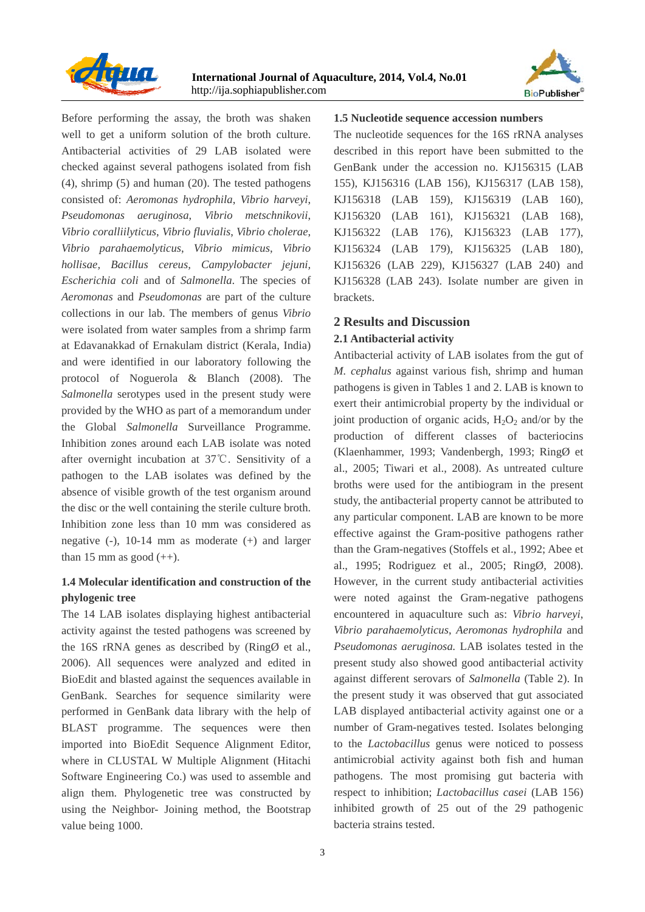Before performing the assay, the broth was shaken well to get a uniform solution of the broth culture. Antibacterial activities of 29 LAB isolated were checked against several pathogens isolated from fish (4), shrimp (5) and human (20). The tested pathogens consisted of: *Aeromonas hydrophila*, *Vibrio harveyi*, *Pseudomonas aeruginosa*, *Vibrio metschnikovii*, *Vibrio coralliilyticus*, *Vibrio fluvialis*, *Vibrio cholerae*, *Vibrio parahaemolyticus*, *Vibrio mimicus*, *Vibrio hollisae*, *Bacillus cereus*, *Campylobacter jejuni*, *Escherichia coli* and of *Salmonella*. The species of *Aeromonas* and *Pseudomonas* are part of the culture collections in our lab. The members of genus *Vibrio* were isolated from water samples from a shrimp farm at Edavanakkad of Ernakulam district (Kerala, India) and were identified in our laboratory following the protocol of Noguerola & Blanch (2008). The *Salmonella* serotypes used in the present study were provided by the WHO as part of a memorandum under the Global *Salmonella* Surveillance Programme. Inhibition zones around each LAB isolate was noted after overnight incubation at 37℃. Sensitivity of a pathogen to the LAB isolates was defined by the absence of visible growth of the test organism around the disc or the well containing the sterile culture broth. Inhibition zone less than 10 mm was considered as negative (-), 10-14 mm as moderate (+) and larger than 15 mm as good (++).

### 1.4 Molecular identification and construction of the phylogenic tree

The 14 LAB isolates displaying highest antibacterial activity against the tested pathogens was screened by the 16S rRNA genes as described by (RingØ et al., 2006). All sequences were analyzed and edited in BioEdit and blasted against the sequences available in GenBank. Searches for sequence similarity were performed in GenBank data library with the help of BLAST programme. The sequences were then imported into BioEdit Sequence Alignment Editor, where in CLUSTAL W Multiple Alignment (Hitachi Software Engineering Co.) was used to assemble and align them. Phylogenetic tree was constructed by using the Neighbor- Joining method, the Bootstrap value being 1000.

### 1.5 Nucleotide sequence accession numbers

The nucleotide sequences for the 16S rRNA analyses described in this report have been submitted to the GenBank under the accession no. KJ156315 (LAB 155), KJ156316 (LAB 156), KJ156317 (LAB 158), KJ156318 (LAB 159), KJ156319 (LAB 160), KJ156320 (LAB 161), KJ156321 (LAB 168), KJ156322 (LAB 176), KJ156323 (LAB 177), KJ156324 (LAB 179), KJ156325 (LAB 180), KJ156326 (LAB 229), KJ156327 (LAB 240) and KJ156328 (LAB 243). Isolate number are given in brackets.

## 2 Results and Discussion

### 2.1 Antibacterial activity

Antibacterial activity of LAB isolates from the gut of *M. cephalus* against various fish, shrimp and human pathogens is given in Tables 1 and 2. LAB is known to exert their antimicrobial property by the individual or joint production of organic acids, $H_2O_2$ and/or by the production of different classes of bacteriocins (Klaenhammer, 1993; Vandenbergh, 1993; RingØ et al., 2005; Tiwari et al., 2008). As untreated culture broths were used for the antibiogram in the present study, the antibacterial property cannot be attributed to any particular component. LAB are known to be more effective against the Gram-positive pathogens rather than the Gram-negatives (Stoffels et al., 1992; Abee et al., 1995; Rodriguez et al., 2005; RingØ, 2008). However, in the current study antibacterial activities were noted against the Gram-negative pathogens encountered in aquaculture such as: *Vibrio harveyi*, *Vibrio parahaemolyticus*, *Aeromonas hydrophila* and *Pseudomonas aeruginosa.* LAB isolates tested in the present study also showed good antibacterial activity against different serovars of *Salmonella* (Table 2). In the present study it was observed that gut associated LAB displayed antibacterial activity against one or a number of Gram-negatives tested. Isolates belonging to the *Lactobacillus* genus were noticed to possess antimicrobial activity against both fish and human pathogens. The most promising gut bacteria with respect to inhibition; *Lactobacillus casei* (LAB 156) inhibited growth of 25 out of the 29 pathogenic bacteria strains tested.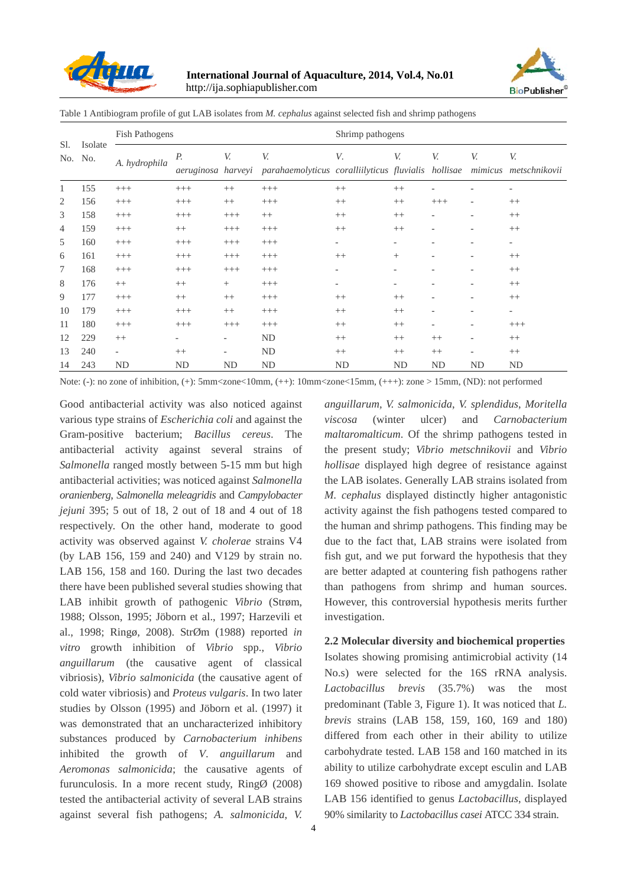Table 1 Antibiogram profile of gut LAB isolates from *M. cephalus* against selected fish and shrimp pathogens

| Sl. No. | Isolate No. | Fish Pathogens | | | | Shrimp pathogens | | | | |
|---|---|---|---|---|---|---|---|---|---|---|
| | | *A. hydrophila* | *P. aeruginosa* | *V. harveyi* | *V. parahaemolyticus* | *V. coralliilyticus* | *V. fluvialis* | *V. hollisae* | *V. mimicus* | *V. metschnikovii* |
| 1 | 155 | +++ | +++ | ++ | +++ | ++ | ++ | - | - | - |
| 2 | 156 | +++ | +++ | ++ | +++ | ++ | ++ | +++ | - | ++ |
| 3 | 158 | +++ | +++ | +++ | ++ | ++ | ++ | - | - | ++ |
| 4 | 159 | +++ | ++ | +++ | +++ | ++ | ++ | - | - | ++ |
| 5 | 160 | +++ | +++ | +++ | +++ | - | - | - | - | - |
| 6 | 161 | +++ | +++ | +++ | +++ | ++ | + | - | - | ++ |
| 7 | 168 | +++ | +++ | +++ | +++ | - | - | - | - | ++ |
| 8 | 176 | ++ | ++ | + | +++ | - | - | - | - | ++ |
| 9 | 177 | +++ | ++ | ++ | +++ | ++ | ++ | - | - | ++ |
| 10 | 179 | +++ | +++ | ++ | +++ | ++ | ++ | - | - | - |
| 11 | 180 | +++ | +++ | +++ | +++ | ++ | ++ | - | - | +++ |
| 12 | 229 | ++ | - | - | ND | ++ | ++ | ++ | - | ++ |
| 13 | 240 | - | ++ | - | ND | ++ | ++ | ++ | - | ++ |
| 14 | 243 | ND | ND | ND | ND | ND | ND | ND | ND | ND |

Note: (-): no zone of inhibition, (+): 5mm<zone<10mm, (++): 10mm<zone<15mm, (+++): zone > 15mm, (ND): not performed

Good antibacterial activity was also noticed against various type strains of *Escherichia coli* and against the Gram-positive bacterium; *Bacillus cereus*. The antibacterial activity against several strains of *Salmonella* ranged mostly between 5-15 mm but high antibacterial activities; was noticed against *Salmonella oranienberg*, *Salmonella meleagridis* and *Campylobacter jejuni* 395; 5 out of 18, 2 out of 18 and 4 out of 18 respectively. On the other hand, moderate to good activity was observed against *V. cholerae* strains V4 (by LAB 156, 159 and 240) and V129 by strain no. LAB 156, 158 and 160. During the last two decades there have been published several studies showing that LAB inhibit growth of pathogenic *Vibrio* (Strøm, 1988; Olsson, 1995; Jöborn et al., 1997; Harzevili et al., 1998; Ringø, 2008). StrØm (1988) reported *in vitro* growth inhibition of *Vibrio* spp., *Vibrio anguillarum* (the causative agent of classical vibriosis), *Vibrio salmonicida* (the causative agent of cold water vibriosis) and *Proteus vulgaris*. In two later studies by Olsson (1995) and Jöborn et al. (1997) it was demonstrated that an uncharacterized inhibitory substances produced by *Carnobacterium inhibens* inhibited the growth of *V. anguillarum* and *Aeromonas salmonicida*; the causative agents of furunculosis. In a more recent study, RingØ (2008) tested the antibacterial activity of several LAB strains against several fish pathogens; *A. salmonicida*, *V. anguillarum*, *V. salmonicida*, *V. splendidus*, *Moritella viscosa* (winter ulcer) and *Carnobacterium maltaromalticum*. Of the shrimp pathogens tested in the present study; *Vibrio metschnikovii* and *Vibrio hollisae* displayed high degree of resistance against the LAB isolates. Generally LAB strains isolated from *M. cephalus* displayed distinctly higher antagonistic activity against the fish pathogens tested compared to the human and shrimp pathogens. This finding may be due to the fact that, LAB strains were isolated from fish gut, and we put forward the hypothesis that they are better adapted at countering fish pathogens rather than pathogens from shrimp and human sources. However, this controversial hypothesis merits further investigation.

### 2.2 Molecular diversity and biochemical properties

Isolates showing promising antimicrobial activity (14 No.s) were selected for the 16S rRNA analysis. *Lactobacillus brevis* (35.7%) was the most predominant (Table 3, Figure 1). It was noticed that *L. brevis* strains (LAB 158, 159, 160, 169 and 180) differed from each other in their ability to utilize carbohydrate tested. LAB 158 and 160 matched in its ability to utilize carbohydrate except esculin and LAB 169 showed positive to ribose and amygdalin. Isolate LAB 156 identified to genus *Lactobacillus*, displayed 90% similarity to *Lactobacillus casei* ATCC 334 strain.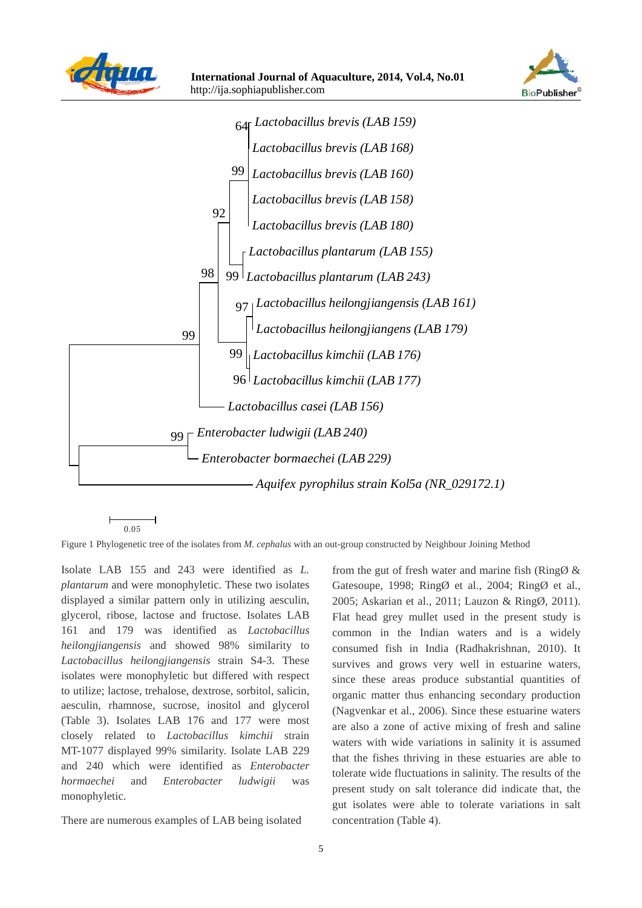Figure 1 Phylogenetic tree of the isolates from *M. cephalus* with an out-group constructed by Neighbour Joining Method

Isolate LAB 155 and 243 were identified as *L. plantarum* and were monophyletic. These two isolates displayed a similar pattern only in utilizing aesculin, glycerol, ribose, lactose and fructose. Isolates LAB 161 and 179 was identified as *Lactobacillus heilongjiangensis* and showed 98% similarity to *Lactobacillus heilongjiangensis* strain S4-3. These isolates were monophyletic but differed with respect to utilize; lactose, trehalose, dextrose, sorbitol, salicin, aesculin, rhamnose, sucrose, inositol and glycerol (Table 3). Isolates LAB 176 and 177 were most closely related to *Lactobacillus kimchii* strain MT-1077 displayed 99% similarity. Isolate LAB 229 and 240 which were identified as *Enterobacter hormaechei* and *Enterobacter ludwigii* was monophyletic.

There are numerous examples of LAB being isolated from the gut of fresh water and marine fish (RingØ & Gatesoupe, 1998; RingØ et al., 2004; RingØ et al., 2005; Askarian et al., 2011; Lauzon & RingØ, 2011). Flat head grey mullet used in the present study is common in the Indian waters and is a widely consumed fish in India (Radhakrishnan, 2010). It survives and grows very well in estuarine waters, since these areas produce substantial quantities of organic matter thus enhancing secondary production (Nagvenkar et al., 2006). Since these estuarine waters are also a zone of active mixing of fresh and saline waters with wide variations in salinity it is assumed that the fishes thriving in these estuaries are able to tolerate wide fluctuations in salinity. The results of the present study on salt tolerance did indicate that, the gut isolates were able to tolerate variations in salt concentration (Table 4).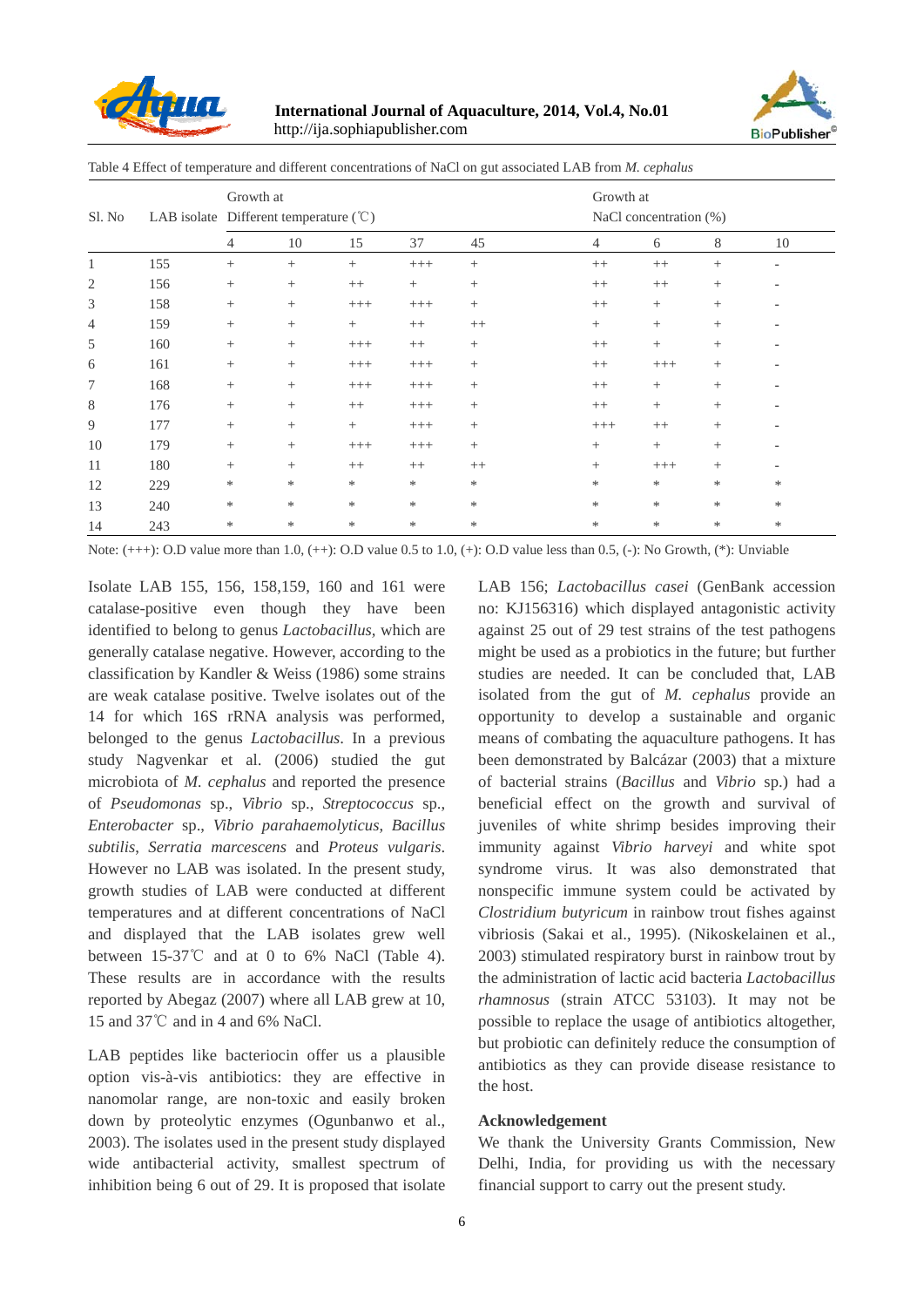Table 4 Effect of temperature and different concentrations of NaCl on gut associated LAB from *M. cephalus*

| Sl. No | LAB isolate | Growth at Different temperature (℃) | | | | | Growth at NaCl concentration (%) | | | |
|---|---|---|---|---|---|---|---|---|---|---|
| | | 4 | 10 | 15 | 37 | 45 | 4 | 6 | 8 | 10 |
| 1 | 155 | + | + | + | +++ | + | ++ | ++ | + | - |
| 2 | 156 | + | + | ++ | + | + | ++ | ++ | + | - |
| 3 | 158 | + | + | +++ | +++ | + | ++ | + | + | - |
| 4 | 159 | + | + | + | ++ | ++ | + | + | + | - |
| 5 | 160 | + | + | +++ | ++ | + | ++ | + | + | - |
| 6 | 161 | + | + | +++ | +++ | + | ++ | +++ | + | - |
| 7 | 168 | + | + | +++ | +++ | + | ++ | + | + | - |
| 8 | 176 | + | + | ++ | +++ | + | ++ | + | + | - |
| 9 | 177 | + | + | + | +++ | + | +++ | ++ | + | - |
| 10 | 179 | + | + | +++ | +++ | + | + | + | + | - |
| 11 | 180 | + | + | ++ | ++ | ++ | + | +++ | + | - |
| 12 | 229 | * | * | * | * | * | * | * | * | * |
| 13 | 240 | * | * | * | * | * | * | * | * | * |
| 14 | 243 | * | * | * | * | * | * | * | * | * |

Note: (+++): O.D value more than 1.0, (++): O.D value 0.5 to 1.0, (+): O.D value less than 0.5, (-): No Growth, (*): Unviable

Isolate LAB 155, 156, 158,159, 160 and 161 were catalase-positive even though they have been identified to belong to genus *Lactobacillus*, which are generally catalase negative. However, according to the classification by Kandler & Weiss (1986) some strains are weak catalase positive. Twelve isolates out of the 14 for which 16S rRNA analysis was performed, belonged to the genus *Lactobacillus*. In a previous study Nagvenkar et al. (2006) studied the gut microbiota of *M. cephalus* and reported the presence of *Pseudomonas* sp., *Vibrio* sp., *Streptococcus* sp., *Enterobacter* sp., *Vibrio parahaemolyticus*, *Bacillus subtilis*, *Serratia marcescens* and *Proteus vulgaris*. However no LAB was isolated. In the present study, growth studies of LAB were conducted at different temperatures and at different concentrations of NaCl and displayed that the LAB isolates grew well between 15-37℃ and at 0 to 6% NaCl (Table 4). These results are in accordance with the results reported by Abegaz (2007) where all LAB grew at 10, 15 and 37℃ and in 4 and 6% NaCl.

LAB peptides like bacteriocin offer us a plausible option vis-à-vis antibiotics: they are effective in nanomolar range, are non-toxic and easily broken down by proteolytic enzymes (Ogunbanwo et al., 2003). The isolates used in the present study displayed wide antibacterial activity, smallest spectrum of inhibition being 6 out of 29. It is proposed that isolate LAB 156; *Lactobacillus casei* (GenBank accession no: KJ156316) which displayed antagonistic activity against 25 out of 29 test strains of the test pathogens might be used as a probiotics in the future; but further studies are needed. It can be concluded that, LAB isolated from the gut of *M. cephalus* provide an opportunity to develop a sustainable and organic means of combating the aquaculture pathogens. It has been demonstrated by Balcázar (2003) that a mixture of bacterial strains (*Bacillus* and *Vibrio* sp.) had a beneficial effect on the growth and survival of juveniles of white shrimp besides improving their immunity against *Vibrio harveyi* and white spot syndrome virus. It was also demonstrated that nonspecific immune system could be activated by *Clostridium butyricum* in rainbow trout fishes against vibriosis (Sakai et al., 1995). (Nikoskelainen et al., 2003) stimulated respiratory burst in rainbow trout by the administration of lactic acid bacteria *Lactobacillus rhamnosus* (strain ATCC 53103). It may not be possible to replace the usage of antibiotics altogether, but probiotic can definitely reduce the consumption of antibiotics as they can provide disease resistance to the host.

## Acknowledgement

We thank the University Grants Commission, New Delhi, India, for providing us with the necessary financial support to carry out the present study.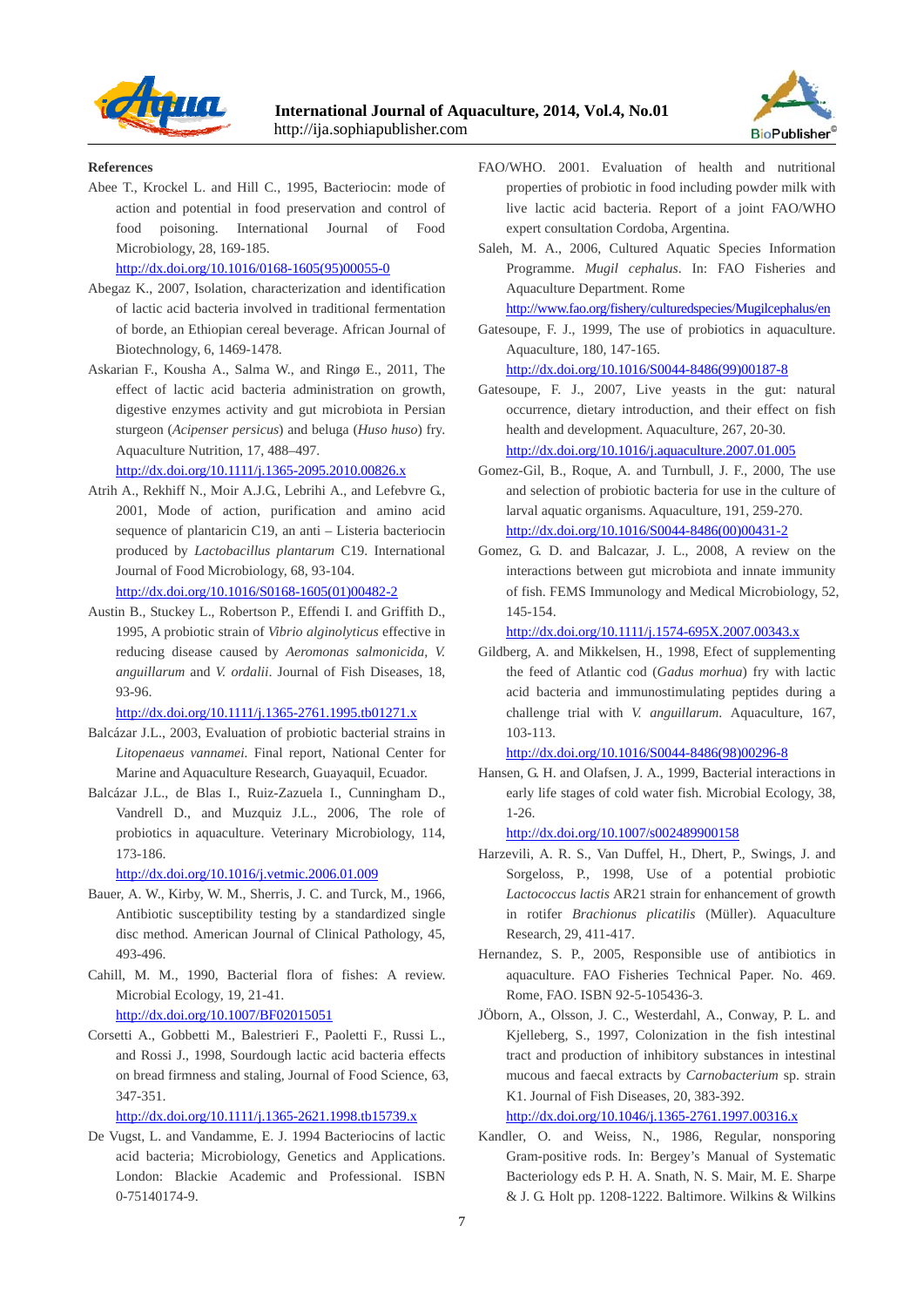**References**

Abee T., Krockel L. and Hill C., 1995, Bacteriocin: mode of action and potential in food preservation and control of food poisoning. International Journal of Food Microbiology, 28, 169-185. http://dx.doi.org/10.1016/0168-1605(95)00055-0

Abegaz K., 2007, Isolation, characterization and identification of lactic acid bacteria involved in traditional fermentation of borde, an Ethiopian cereal beverage. African Journal of Biotechnology, 6, 1469-1478.

Askarian F., Kousha A., Salma W., and Ringø E., 2011, The effect of lactic acid bacteria administration on growth, digestive enzymes activity and gut microbiota in Persian sturgeon (*Acipenser persicus*) and beluga (*Huso huso*) fry. Aquaculture Nutrition, 17, 488–497. http://dx.doi.org/10.1111/j.1365-2095.2010.00826.x

Atrih A., Rekhiff N., Moir A.J.G., Lebrihi A., and Lefebvre G., 2001, Mode of action, purification and amino acid sequence of plantaricin C19, an anti – Listeria bacteriocin produced by *Lactobacillus plantarum* C19. International Journal of Food Microbiology, 68, 93-104. http://dx.doi.org/10.1016/S0168-1605(01)00482-2

Austin B., Stuckey L., Robertson P., Effendi I. and Griffith D., 1995, A probiotic strain of *Vibrio alginolyticus* effective in reducing disease caused by *Aeromonas salmonicida*, *V. anguillarum* and *V. ordalii*. Journal of Fish Diseases, 18, 93-96. http://dx.doi.org/10.1111/j.1365-2761.1995.tb01271.x

Balcázar J.L., 2003, Evaluation of probiotic bacterial strains in *Litopenaeus vannamei*. Final report, National Center for Marine and Aquaculture Research, Guayaquil, Ecuador.

Balcázar J.L., de Blas I., Ruiz-Zazuela I., Cunningham D., Vandrell D., and Muzquiz J.L., 2006, The role of probiotics in aquaculture. Veterinary Microbiology, 114, 173-186. http://dx.doi.org/10.1016/j.vetmic.2006.01.009

Bauer, A. W., Kirby, W. M., Sherris, J. C. and Turck, M., 1966, Antibiotic susceptibility testing by a standardized single disc method. American Journal of Clinical Pathology, 45, 493-496.

Cahill, M. M., 1990, Bacterial flora of fishes: A review. Microbial Ecology, 19, 21-41. http://dx.doi.org/10.1007/BF02015051

Corsetti A., Gobbetti M., Balestrieri F., Paoletti F., Russi L., and Rossi J., 1998, Sourdough lactic acid bacteria effects on bread firmness and staling, Journal of Food Science, 63, 347-351. http://dx.doi.org/10.1111/j.1365-2621.1998.tb15739.x

De Vugst, L. and Vandamme, E. J. 1994 Bacteriocins of lactic acid bacteria; Microbiology, Genetics and Applications. London: Blackie Academic and Professional. ISBN 0-75140174-9.

FAO/WHO. 2001. Evaluation of health and nutritional properties of probiotic in food including powder milk with live lactic acid bacteria. Report of a joint FAO/WHO expert consultation Cordoba, Argentina.

Saleh, M. A., 2006, Cultured Aquatic Species Information Programme. *Mugil cephalus*. In: FAO Fisheries and Aquaculture Department. Rome http://www.fao.org/fishery/culturedspecies/Mugilcephalus/en

Gatesoupe, F. J., 1999, The use of probiotics in aquaculture. Aquaculture, 180, 147-165. http://dx.doi.org/10.1016/S0044-8486(99)00187-8

Gatesoupe, F. J., 2007, Live yeasts in the gut: natural occurrence, dietary introduction, and their effect on fish health and development. Aquaculture, 267, 20-30. http://dx.doi.org/10.1016/j.aquaculture.2007.01.005

Gomez-Gil, B., Roque, A. and Turnbull, J. F., 2000, The use and selection of probiotic bacteria for use in the culture of larval aquatic organisms. Aquaculture, 191, 259-270. http://dx.doi.org/10.1016/S0044-8486(00)00431-2

Gomez, G. D. and Balcazar, J. L., 2008, A review on the interactions between gut microbiota and innate immunity of fish. FEMS Immunology and Medical Microbiology, 52, 145-154. http://dx.doi.org/10.1111/j.1574-695X.2007.00343.x

Gildberg, A. and Mikkelsen, H., 1998, Efect of supplementing the feed of Atlantic cod (*Gadus morhua*) fry with lactic acid bacteria and immunostimulating peptides during a challenge trial with *V. anguillarum*. Aquaculture, 167, 103-113. http://dx.doi.org/10.1016/S0044-8486(98)00296-8

Hansen, G. H. and Olafsen, J. A., 1999, Bacterial interactions in early life stages of cold water fish. Microbial Ecology, 38, 1-26. http://dx.doi.org/10.1007/s002489900158

Harzevili, A. R. S., Van Duffel, H., Dhert, P., Swings, J. and Sorgeloss, P., 1998, Use of a potential probiotic *Lactococcus lactis* AR21 strain for enhancement of growth in rotifer *Brachionus plicatilis* (Müller). Aquaculture Research, 29, 411-417.

Hernandez, S. P., 2005, Responsible use of antibiotics in aquaculture. FAO Fisheries Technical Paper. No. 469. Rome, FAO. ISBN 92-5-105436-3.

JÖborn, A., Olsson, J. C., Westerdahl, A., Conway, P. L. and Kjelleberg, S., 1997, Colonization in the fish intestinal tract and production of inhibitory substances in intestinal mucous and faecal extracts by *Carnobacterium* sp. strain K1. Journal of Fish Diseases, 20, 383-392. http://dx.doi.org/10.1046/j.1365-2761.1997.00316.x

Kandler, O. and Weiss, N., 1986, Regular, nonsporing Gram-positive rods. In: Bergey's Manual of Systematic Bacteriology eds P. H. A. Snath, N. S. Mair, M. E. Sharpe & J. G. Holt pp. 1208-1222. Baltimore. Wilkins & Wilkins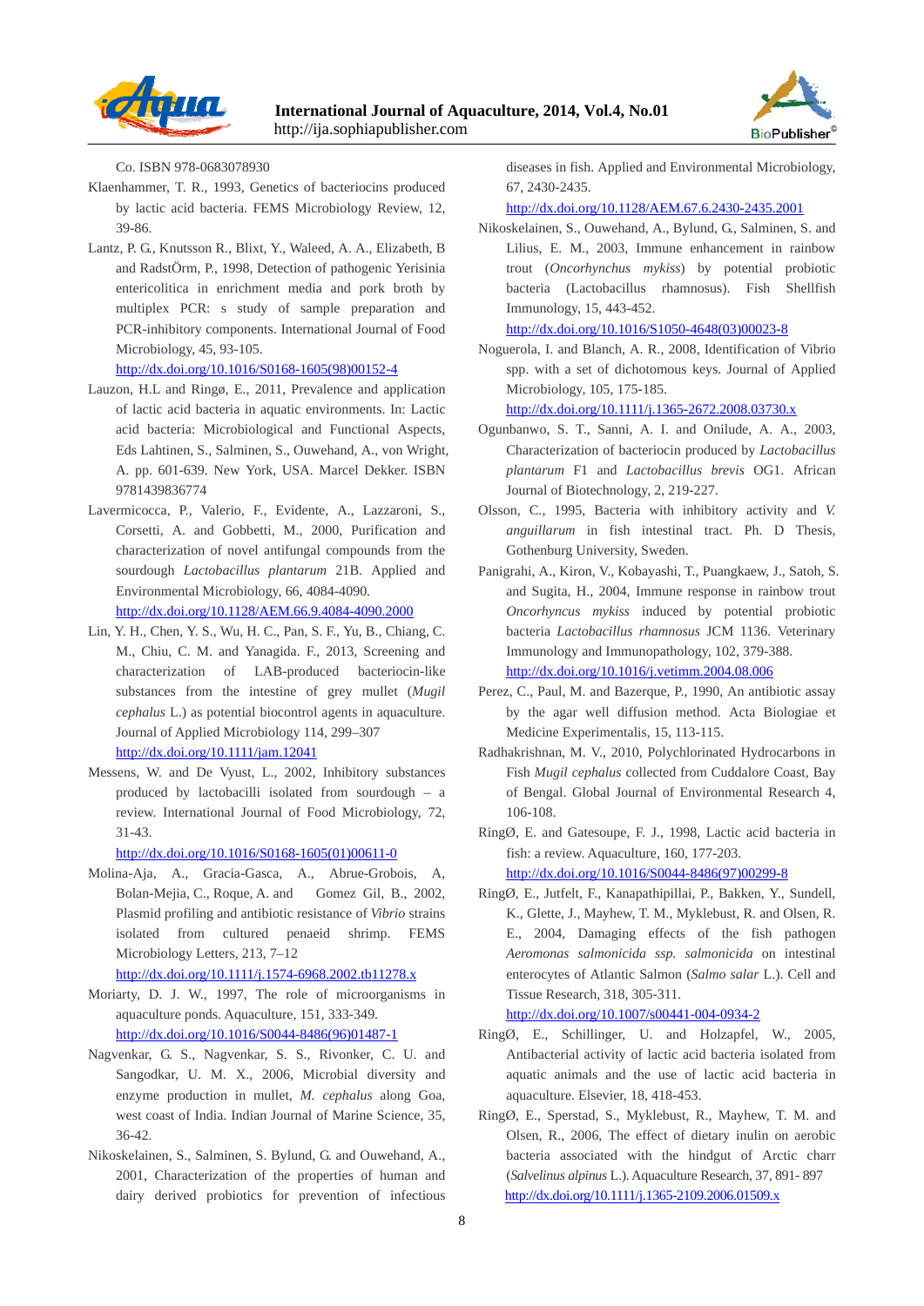Co. ISBN 978-0683078930

Klaenhammer, T. R., 1993, Genetics of bacteriocins produced by lactic acid bacteria. FEMS Microbiology Review, 12, 39-86.

Lantz, P. G., Knutsson R., Blixt, Y., Waleed, A. A., Elizabeth, B and RadstÖrm, P., 1998, Detection of pathogenic Yerisinia entericolitica in enrichment media and pork broth by multiplex PCR: s study of sample preparation and PCR-inhibitory components. International Journal of Food Microbiology, 45, 93-105.
http://dx.doi.org/10.1016/S0168-1605(98)00152-4

Lauzon, H.L and Ringø, E., 2011, Prevalence and application of lactic acid bacteria in aquatic environments. In: Lactic acid bacteria: Microbiological and Functional Aspects, Eds Lahtinen, S., Salminen, S., Ouwehand, A., von Wright, A. pp. 601-639. New York, USA. Marcel Dekker. ISBN 9781439836774

Lavermicocca, P., Valerio, F., Evidente, A., Lazzaroni, S., Corsetti, A. and Gobbetti, M., 2000, Purification and characterization of novel antifungal compounds from the sourdough *Lactobacillus plantarum* 21B. Applied and Environmental Microbiology, 66, 4084-4090.
http://dx.doi.org/10.1128/AEM.66.9.4084-4090.2000

Lin, Y. H., Chen, Y. S., Wu, H. C., Pan, S. F., Yu, B., Chiang, C. M., Chiu, C. M. and Yanagida. F., 2013, Screening and characterization of LAB-produced bacteriocin-like substances from the intestine of grey mullet (*Mugil cephalus* L.) as potential biocontrol agents in aquaculture. Journal of Applied Microbiology 114, 299–307
http://dx.doi.org/10.1111/jam.12041

Messens, W. and De Vyust, L., 2002, Inhibitory substances produced by lactobacilli isolated from sourdough – a review. International Journal of Food Microbiology, 72, 31-43.
http://dx.doi.org/10.1016/S0168-1605(01)00611-0

Molina-Aja, A., Gracia-Gasca, A., Abrue-Grobois, A, Bolan-Mejia, C., Roque, A. and Gomez Gil, B., 2002, Plasmid profiling and antibiotic resistance of *Vibrio* strains isolated from cultured penaeid shrimp. FEMS Microbiology Letters, 213, 7–12
http://dx.doi.org/10.1111/j.1574-6968.2002.tb11278.x

Moriarty, D. J. W., 1997, The role of microorganisms in aquaculture ponds. Aquaculture, 151, 333-349.
http://dx.doi.org/10.1016/S0044-8486(96)01487-1

Nagvenkar, G. S., Nagvenkar, S. S., Rivonker, C. U. and Sangodkar, U. M. X., 2006, Microbial diversity and enzyme production in mullet, *M. cephalus* along Goa, west coast of India. Indian Journal of Marine Science, 35, 36-42.

Nikoskelainen, S., Salminen, S. Bylund, G. and Ouwehand, A., 2001, Characterization of the properties of human and dairy derived probiotics for prevention of infectious diseases in fish. Applied and Environmental Microbiology, 67, 2430-2435.
http://dx.doi.org/10.1128/AEM.67.6.2430-2435.2001

Nikoskelainen, S., Ouwehand, A., Bylund, G., Salminen, S. and Lilius, E. M., 2003, Immune enhancement in rainbow trout (*Oncorhynchus mykiss*) by potential probiotic bacteria (Lactobacillus rhamnosus). Fish Shellfish Immunology, 15, 443-452.
http://dx.doi.org/10.1016/S1050-4648(03)00023-8

Noguerola, I. and Blanch, A. R., 2008, Identification of Vibrio spp. with a set of dichotomous keys. Journal of Applied Microbiology, 105, 175-185.
http://dx.doi.org/10.1111/j.1365-2672.2008.03730.x

Ogunbanwo, S. T., Sanni, A. I. and Onilude, A. A., 2003, Characterization of bacteriocin produced by *Lactobacillus plantarum* F1 and *Lactobacillus brevis* OG1. African Journal of Biotechnology, 2, 219-227.

Olsson, C., 1995, Bacteria with inhibitory activity and *V. anguillarum* in fish intestinal tract. Ph. D Thesis, Gothenburg University, Sweden.

Panigrahi, A., Kiron, V., Kobayashi, T., Puangkaew, J., Satoh, S. and Sugita, H., 2004, Immune response in rainbow trout *Oncorhynchus mykiss* induced by potential probiotic bacteria *Lactobacillus rhamnosus* JCM 1136. Veterinary Immunology and Immunopathology, 102, 379-388.
http://dx.doi.org/10.1016/j.vetimm.2004.08.006

Perez, C., Paul, M. and Bazerque, P., 1990, An antibiotic assay by the agar well diffusion method. Acta Biologiae et Medicine Experimentalis, 15, 113-115.

Radhakrishnan, M. V., 2010, Polychlorinated Hydrocarbons in Fish *Mugil cephalus* collected from Cuddalore Coast, Bay of Bengal. Global Journal of Environmental Research 4, 106-108.

RingØ, E. and Gatesoupe, F. J., 1998, Lactic acid bacteria in fish: a review. Aquaculture, 160, 177-203.
http://dx.doi.org/10.1016/S0044-8486(97)00299-8

RingØ, E., Jutfelt, F., Kanapathipillai, P., Bakken, Y., Sundell, K., Glette, J., Mayhew, T. M., Myklebust, R. and Olsen, R. E., 2004, Damaging effects of the fish pathogen *Aeromonas salmonicida ssp. salmonicida* on intestinal enterocytes of Atlantic Salmon (*Salmo salar* L.). Cell and Tissue Research, 318, 305-311.
http://dx.doi.org/10.1007/s00441-004-0934-2

RingØ, E., Schillinger, U. and Holzapfel, W., 2005, Antibacterial activity of lactic acid bacteria isolated from aquatic animals and the use of lactic acid bacteria in aquaculture. Elsevier, 18, 418-453.

RingØ, E., Sperstad, S., Myklebust, R., Mayhew, T. M. and Olsen, R., 2006, The effect of dietary inulin on aerobic bacteria associated with the hindgut of Arctic charr (*Salvelinus alpinus* L.). Aquaculture Research, 37, 891- 897
http://dx.doi.org/10.1111/j.1365-2109.2006.01509.x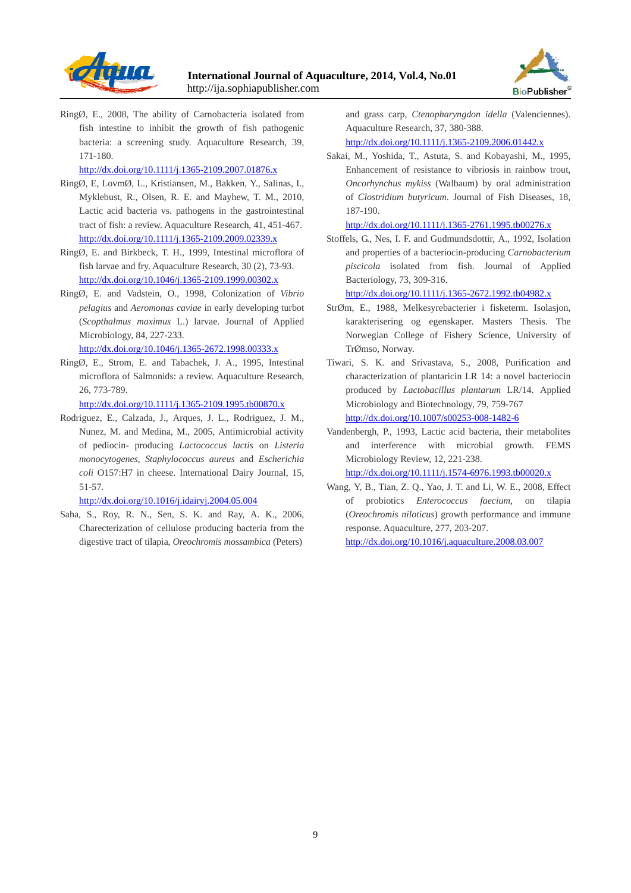RingØ, E., 2008, The ability of Carnobacteria isolated from fish intestine to inhibit the growth of fish pathogenic bacteria: a screening study. Aquaculture Research, 39, 171-180.
http://dx.doi.org/10.1111/j.1365-2109.2007.01876.x

RingØ, E, LovmØ, L., Kristiansen, M., Bakken, Y., Salinas, I., Myklebust, R., Olsen, R. E. and Mayhew, T. M., 2010, Lactic acid bacteria vs. pathogens in the gastrointestinal tract of fish: a review. Aquaculture Research, 41, 451-467.
http://dx.doi.org/10.1111/j.1365-2109.2009.02339.x

RingØ, E. and Birkbeck, T. H., 1999, Intestinal microflora of fish larvae and fry. Aquaculture Research, 30 (2), 73-93.
http://dx.doi.org/10.1046/j.1365-2109.1999.00302.x

RingØ, E. and Vadstein, O., 1998, Colonization of *Vibrio pelagius* and *Aeromonas caviae* in early developing turbot (*Scopthalmus maximus* L.) larvae. Journal of Applied Microbiology, 84, 227-233.
http://dx.doi.org/10.1046/j.1365-2672.1998.00333.x

RingØ, E., Strom, E. and Tabachek, J. A., 1995, Intestinal microflora of Salmonids: a review. Aquaculture Research, 26, 773-789.
http://dx.doi.org/10.1111/j.1365-2109.1995.tb00870.x

Rodriguez, E., Calzada, J., Arques, J. L., Rodriguez, J. M., Nunez, M. and Medina, M., 2005, Antimicrobial activity of pediocin- producing *Lactococcus lactis* on *Listeria monocytogenes*, *Staphylococcus aureus* and *Escherichia coli* O157:H7 in cheese. International Dairy Journal, 15, 51-57.
http://dx.doi.org/10.1016/j.idairyj.2004.05.004

Saha, S., Roy, R. N., Sen, S. K. and Ray, A. K., 2006, Charecterization of cellulose producing bacteria from the digestive tract of tilapia, *Oreochromis mossambica* (Peters) and grass carp, *Ctenopharyngdon idella* (Valenciennes). Aquaculture Research, 37, 380-388.
http://dx.doi.org/10.1111/j.1365-2109.2006.01442.x

Sakai, M., Yoshida, T., Astuta, S. and Kobayashi, M., 1995, Enhancement of resistance to vibriosis in rainbow trout, *Oncorhynchus mykiss* (Walbaum) by oral administration of *Clostridium butyricum*. Journal of Fish Diseases, 18, 187-190.
http://dx.doi.org/10.1111/j.1365-2761.1995.tb00276.x

Stoffels, G., Nes, I. F. and Gudmundsdottir, A., 1992, Isolation and properties of a bacteriocin-producing *Carnobacterium piscicola* isolated from fish. Journal of Applied Bacteriology, 73, 309-316.
http://dx.doi.org/10.1111/j.1365-2672.1992.tb04982.x

StrØm, E., 1988, Melkesyrebacterier i fisketerm. Isolasjon, karakterisering og egenskaper. Masters Thesis. The Norwegian College of Fishery Science, University of TrØmso, Norway.

Tiwari, S. K. and Srivastava, S., 2008, Purification and characterization of plantaricin LR 14: a novel bacteriocin produced by *Lactobacillus plantarum* LR/14. Applied Microbiology and Biotechnology, 79, 759-767
http://dx.doi.org/10.1007/s00253-008-1482-6

Vandenbergh, P., 1993, Lactic acid bacteria, their metabolites and interference with microbial growth. FEMS Microbiology Review, 12, 221-238.
http://dx.doi.org/10.1111/j.1574-6976.1993.tb00020.x

Wang, Y, B., Tian, Z. Q., Yao, J. T. and Li, W. E., 2008, Effect of probiotics *Enterococcus faecium*, on tilapia (*Oreochromis niloticus*) growth performance and immune response. Aquaculture, 277, 203-207.
http://dx.doi.org/10.1016/j.aquaculture.2008.03.007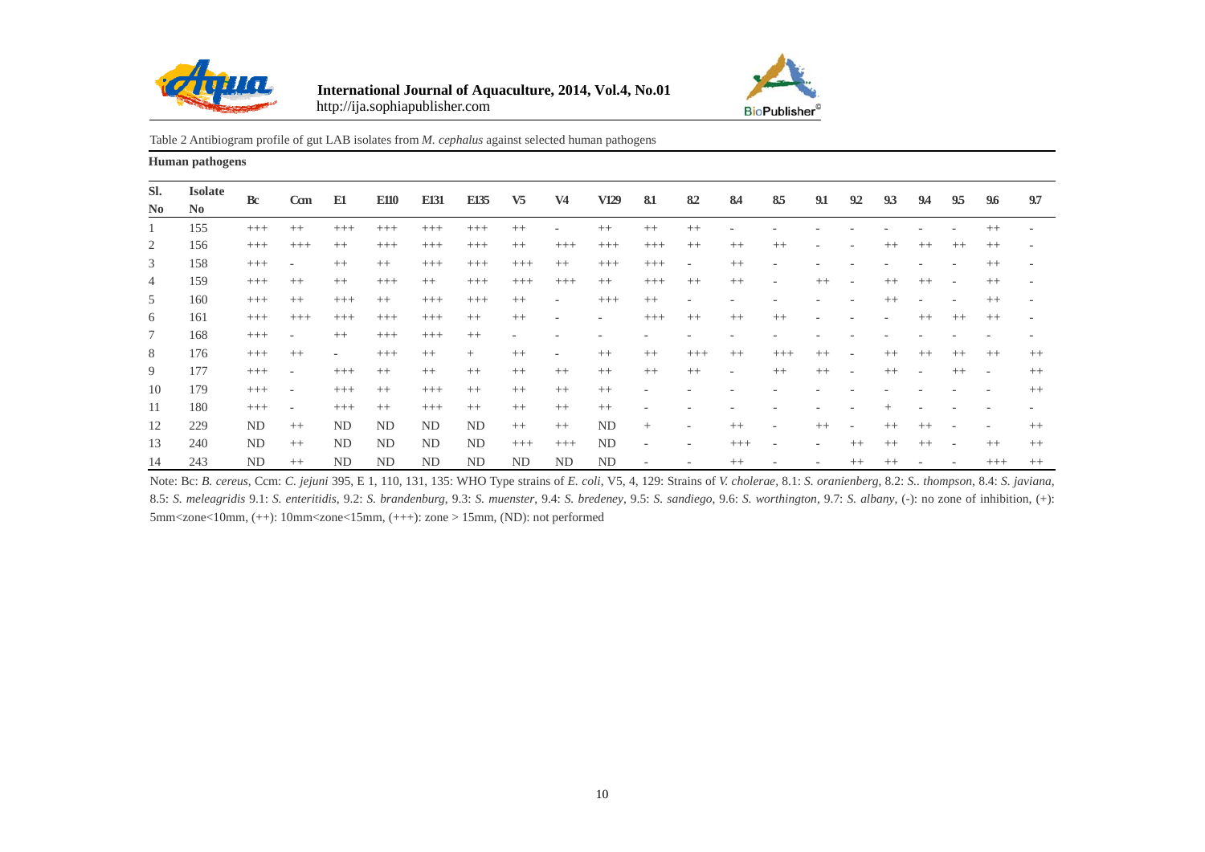Table 2 Antibiogram profile of gut LAB isolates from *M. cephalus* against selected human pathogens

**Human pathogens**

| Sl. No | Isolate No | Bc | Ccm | E1 | E110 | E131 | E135 | V5 | V4 | V129 | 8.1 | 8.2 | 8.4 | 8.5 | 9.1 | 9.2 | 9.3 | 9.4 | 9.5 | 9.6 | 9.7 |
|---|---|---|---|---|---|---|---|---|---|---|---|---|---|---|---|---|---|---|---|---|---|
| 1 | 155 | +++ | ++ | +++ | +++ | +++ | +++ | ++ | - | ++ | ++ | ++ | - | - | - | - | - | - | - | ++ | - |
| 2 | 156 | +++ | +++ | ++ | +++ | +++ | +++ | ++ | +++ | +++ | +++ | ++ | ++ | ++ | - | - | ++ | ++ | ++ | ++ | - |
| 3 | 158 | +++ | - | ++ | ++ | +++ | +++ | +++ | ++ | +++ | +++ | - | ++ | - | - | - | - | - | - | ++ | - |
| 4 | 159 | +++ | ++ | ++ | +++ | ++ | +++ | +++ | +++ | ++ | +++ | ++ | ++ | - | ++ | - | ++ | ++ | - | ++ | - |
| 5 | 160 | +++ | ++ | +++ | ++ | +++ | +++ | ++ | - | +++ | ++ | - | - | - | - | - | ++ | - | - | ++ | - |
| 6 | 161 | +++ | +++ | +++ | +++ | +++ | ++ | ++ | - | - | +++ | ++ | ++ | ++ | - | - | - | ++ | ++ | ++ | - |
| 7 | 168 | +++ | - | ++ | +++ | +++ | ++ | - | - | - | - | - | - | - | - | - | - | - | - | - | - |
| 8 | 176 | +++ | ++ | - | +++ | ++ | + | ++ | - | ++ | ++ | +++ | ++ | +++ | ++ | - | ++ | ++ | ++ | ++ | ++ |
| 9 | 177 | +++ | - | +++ | ++ | ++ | ++ | ++ | ++ | ++ | ++ | ++ | - | ++ | ++ | - | ++ | - | ++ | - | ++ |
| 10 | 179 | +++ | - | +++ | ++ | +++ | ++ | ++ | ++ | ++ | - | - | - | - | - | - | - | - | - | - | ++ |
| 11 | 180 | +++ | - | +++ | ++ | +++ | ++ | ++ | ++ | ++ | - | - | - | - | - | - | + | - | - | - | - |
| 12 | 229 | ND | ++ | ND | ND | ND | ND | ++ | ++ | ND | + | - | ++ | - | ++ | - | ++ | ++ | - | - | ++ |
| 13 | 240 | ND | ++ | ND | ND | ND | ND | +++ | +++ | ND | - | - | +++ | - | - | ++ | ++ | ++ | - | ++ | ++ |
| 14 | 243 | ND | ++ | ND | ND | ND | ND | ND | ND | ND | - | - | ++ | - | - | ++ | ++ | - | - | +++ | ++ |

Note: Bc: *B. cereus*, Ccm: *C. jejuni* 395, E 1, 110, 131, 135: WHO Type strains of *E. coli*, V5, 4, 129: Strains of *V. cholerae*, 8.1: *S. oranienberg*, 8.2: *S.. thompson*, 8.4: *S. javiana*, 8.5: *S. meleagridis* 9.1: *S. enteritidis*, 9.2: *S. brandenburg*, 9.3: *S. muenster*, 9.4: *S. bredeney*, 9.5: *S. sandiego*, 9.6: *S. worthington*, 9.7: *S. albany*, (-): no zone of inhibition, (+): 5mm<zone<10mm, (++): 10mm<zone<15mm, (+++): zone > 15mm, (ND): not performed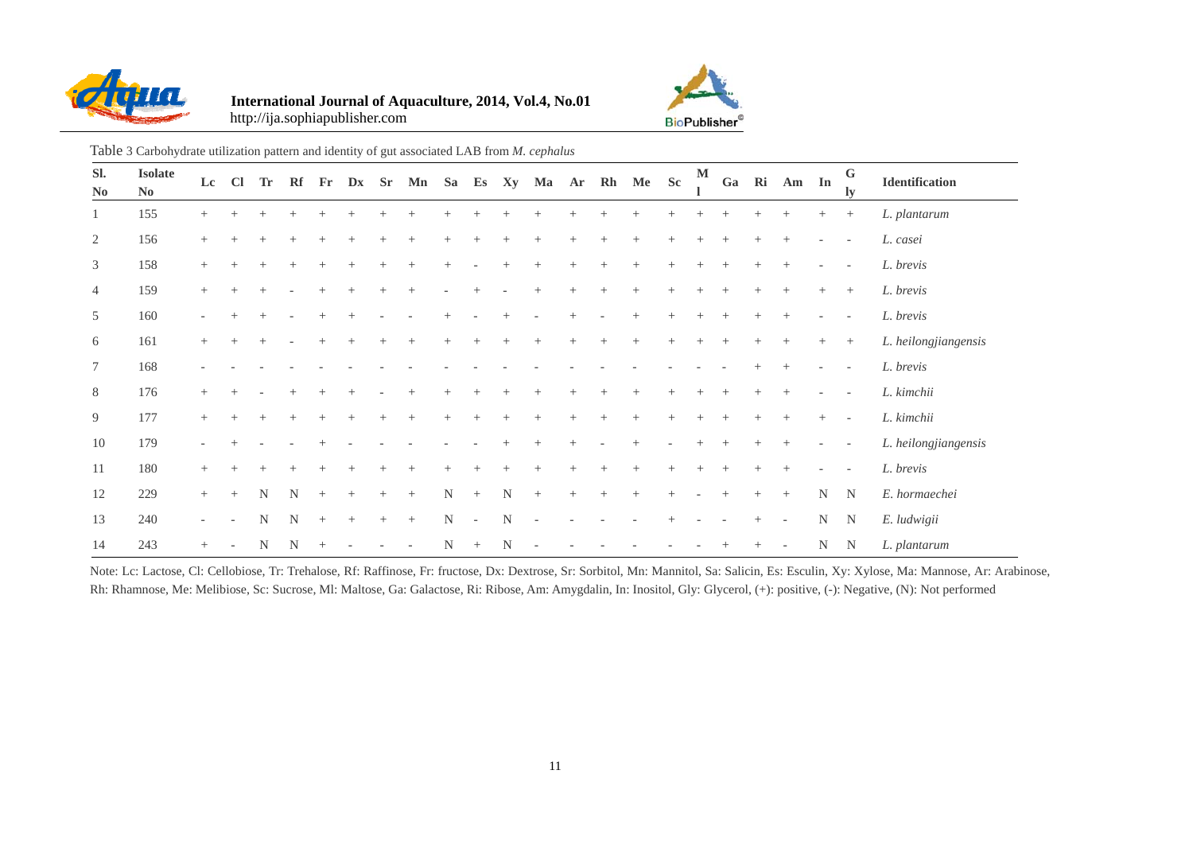Table 3 Carbohydrate utilization pattern and identity of gut associated LAB from *M. cephalus*

| Sl. No | Isolate No | Lc | Cl | Tr | Rf | Fr | Dx | Sr | Mn | Sa | Es | Xy | Ma | Ar | Rh | Me | Sc | Ml | Ga | Ri | Am | In | Gly | Identification |
|---|---|---|---|---|---|---|---|---|---|---|---|---|---|---|---|---|---|---|---|---|---|---|---|---|
| 1 | 155 | + | + | + | + | + | + | + | + | + | + | + | + | + | + | + | + | + | + | + | + | + | + | *L. plantarum* |
| 2 | 156 | + | + | + | + | + | + | + | + | + | + | + | + | + | + | + | + | + | + | + | + | - | - | *L. casei* |
| 3 | 158 | + | + | + | + | + | + | + | + | + | - | + | + | + | + | + | + | + | + | + | + | - | - | *L. brevis* |
| 4 | 159 | + | + | + | - | + | + | + | + | - | + | - | + | + | + | + | + | + | + | + | + | + | + | *L. brevis* |
| 5 | 160 | - | + | + | - | + | + | - | - | + | - | + | - | + | - | + | + | + | + | + | + | - | - | *L. brevis* |
| 6 | 161 | + | + | + | - | + | + | + | + | + | + | + | + | + | + | + | + | + | + | + | + | + | + | *L. heilongjiangensis* |
| 7 | 168 | - | - | - | - | - | - | - | - | - | - | - | - | - | - | - | - | - | - | + | + | - | - | *L. brevis* |
| 8 | 176 | + | + | - | + | + | + | - | + | + | + | + | + | + | + | + | + | + | + | + | + | - | - | *L. kimchii* |
| 9 | 177 | + | + | + | + | + | + | + | + | + | + | + | + | + | + | + | + | + | + | + | + | + | - | *L. kimchii* |
| 10 | 179 | - | + | - | - | + | - | - | - | - | - | + | + | + | - | + | - | + | + | + | + | - | - | *L. heilongjiangensis* |
| 11 | 180 | + | + | + | + | + | + | + | + | + | + | + | + | + | + | + | + | + | + | + | + | - | - | *L. brevis* |
| 12 | 229 | + | + | N | N | + | + | + | + | N | + | N | + | + | + | + | + | - | + | + | + | N | N | *E. hormaechei* |
| 13 | 240 | - | - | N | N | + | + | + | + | N | - | N | - | - | - | - | + | - | - | + | - | N | N | *E. ludwigii* |
| 14 | 243 | + | - | N | N | + | - | - | - | N | + | N | - | - | - | - | - | - | + | + | - | N | N | *L. plantarum* |

Note: Lc: Lactose, Cl: Cellobiose, Tr: Trehalose, Rf: Raffinose, Fr: fructose, Dx: Dextrose, Sr: Sorbitol, Mn: Mannitol, Sa: Salicin, Es: Esculin, Xy: Xylose, Ma: Mannose, Ar: Arabinose, Rh: Rhamnose, Me: Melibiose, Sc: Sucrose, Ml: Maltose, Ga: Galactose, Ri: Ribose, Am: Amygdalin, In: Inositol, Gly: Glycerol, (+): positive, (-): Negative, (N): Not performed